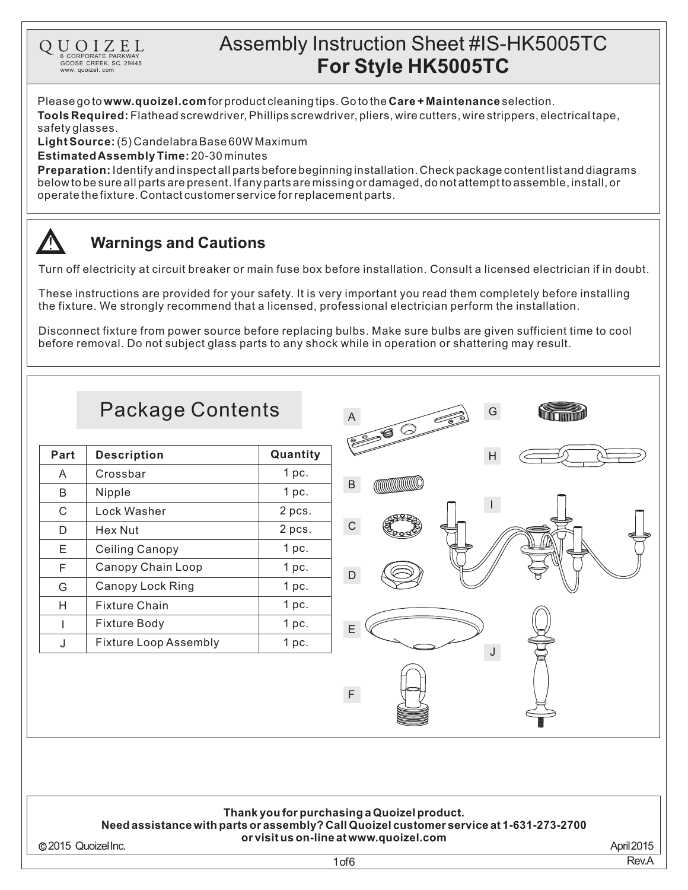QUOIZEL
6 CORPORATE PARKWAY
GOOSE CREEK, SC. 29445
www. quoizel. com

# Assembly Instruction Sheet #IS-HK5005TC
# For Style HK5005TC

Please go to **www.quoizel.com** for product cleaning tips. Go to the **Care + Maintenance** selection.

**Tools Required:** Flathead screwdriver, Phillips screwdriver, pliers, wire cutters, wire strippers, electrical tape, safety glasses.

**Light Source:** (5) Candelabra Base 60W Maximum

**Estimated Assembly Time:** 20-30 minutes

**Preparation:** Identify and inspect all parts before beginning installation. Check package content list and diagrams below to be sure all parts are present. If any parts are missing or damaged, do not attempt to assemble, install, or operate the fixture. Contact customer service for replacement parts.

## Warnings and Cautions

Turn off electricity at circuit breaker or main fuse box before installation. Consult a licensed electrician if in doubt.

These instructions are provided for your safety. It is very important you read them completely before installing the fixture. We strongly recommend that a licensed, professional electrician perform the installation.

Disconnect fixture from power source before replacing bulbs. Make sure bulbs are given sufficient time to cool before removal. Do not subject glass parts to any shock while in operation or shattering may result.

## Package Contents

| Part | Description | Quantity |
|---|---|---|
| A | Crossbar | 1 pc. |
| B | Nipple | 1 pc. |
| C | Lock Washer | 2 pcs. |
| D | Hex Nut | 2 pcs. |
| E | Ceiling Canopy | 1 pc. |
| F | Canopy Chain Loop | 1 pc. |
| G | Canopy Lock Ring | 1 pc. |
| H | Fixture Chain | 1 pc. |
| I | Fixture Body | 1 pc. |
| J | Fixture Loop Assembly | 1 pc. |

**Thank you for purchasing a Quoizel product.**
**Need assistance with parts or assembly? Call Quoizel customer service at 1-631-273-2700 or visit us on-line at www.quoizel.com**

© 2015 Quoizel Inc.

April 2015
Rev.A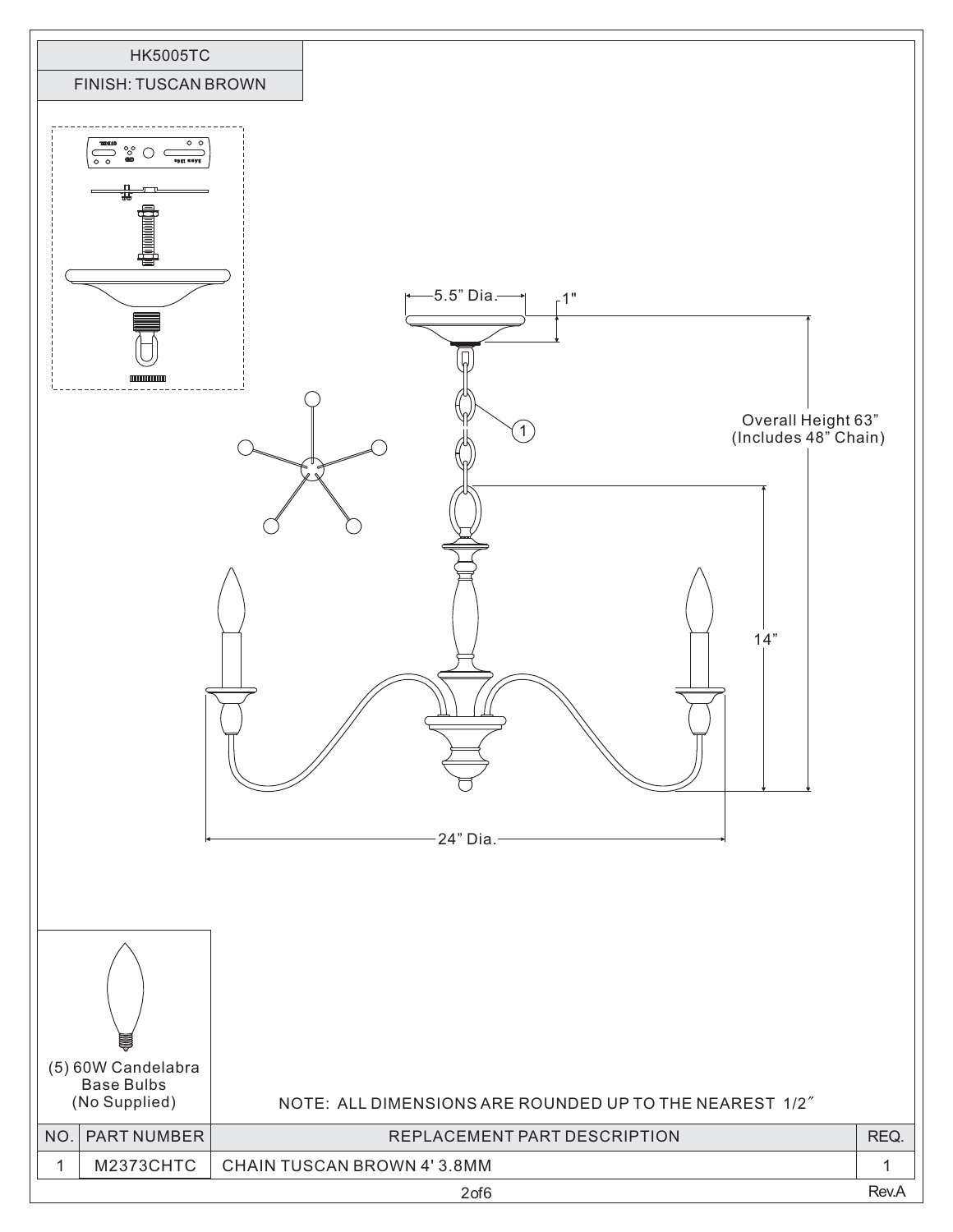| HK5005TC |
|---|
| FINISH: TUSCAN BROWN |

5.5" Dia.

1"

Overall Height 63"
(Includes 48" Chain)

14"

24" Dia.

(5) 60W Candelabra Base Bulbs (No Supplied)

NOTE: ALL DIMENSIONS ARE ROUNDED UP TO THE NEAREST 1/2″

| NO. | PART NUMBER | REPLACEMENT PART DESCRIPTION | REQ. |
|---|---|---|---|
| 1 | M2373CHTC | CHAIN TUSCAN BROWN 4' 3.8MM | 1 |

Rev.A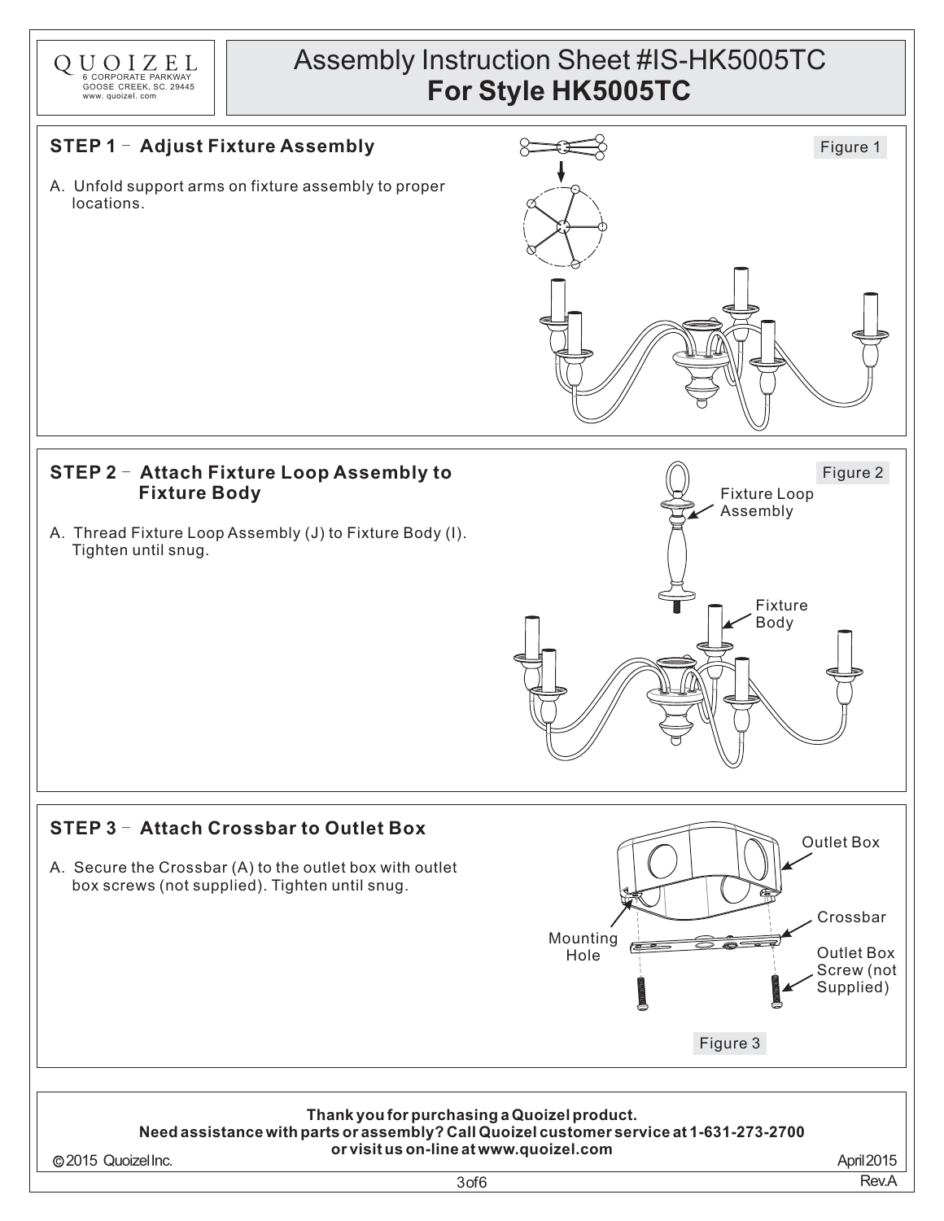QUOIZEL
6 CORPORATE PARKWAY
GOOSE CREEK, SC. 29445
www. quoizel. com

# Assembly Instruction Sheet #IS-HK5005TC
# For Style HK5005TC

## STEP 1 – Adjust Fixture Assembly

A. Unfold support arms on fixture assembly to proper locations.

Figure 1

## STEP 2 – Attach Fixture Loop Assembly to Fixture Body

A. Thread Fixture Loop Assembly (J) to Fixture Body (I). Tighten until snug.

Figure 2

Fixture Loop Assembly

Fixture Body

## STEP 3 – Attach Crossbar to Outlet Box

A. Secure the Crossbar (A) to the outlet box with outlet box screws (not supplied). Tighten until snug.

Outlet Box

Crossbar

Mounting Hole

Outlet Box Screw (not Supplied)

Figure 3

**Thank you for purchasing a Quoizel product.**
**Need assistance with parts or assembly? Call Quoizel customer service at 1-631-273-2700 or visit us on-line at www.quoizel.com**

© 2015 Quoizel Inc.

April 2015

Rev.A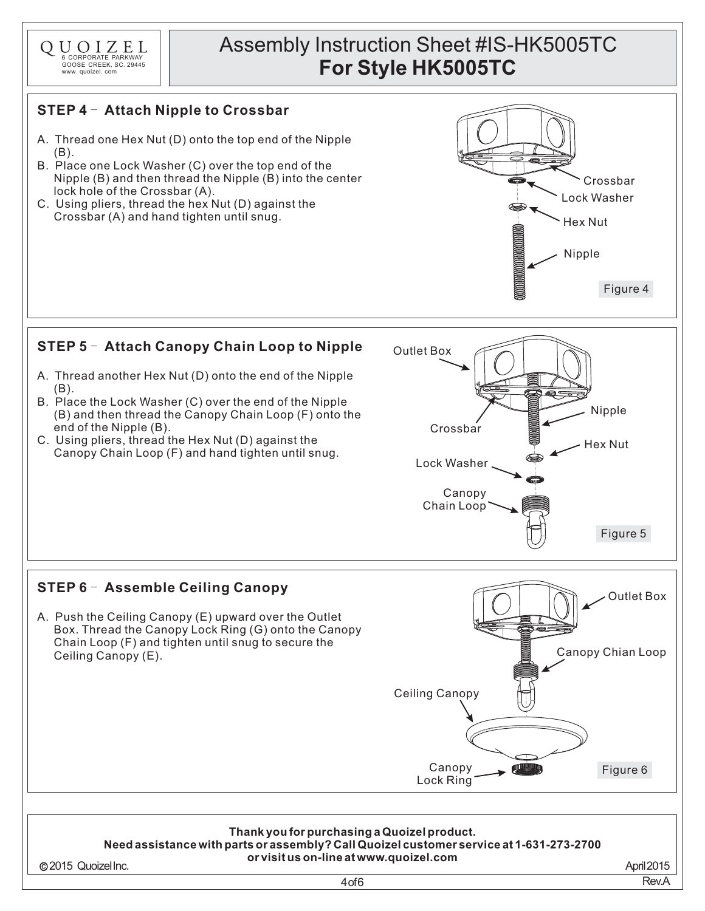QUOIZEL
6 CORPORATE PARKWAY
GOOSE CREEK, SC. 29445
www. quoizel. com

# Assembly Instruction Sheet #IS-HK5005TC
# For Style HK5005TC

## STEP 4 – Attach Nipple to Crossbar

A. Thread one Hex Nut (D) onto the top end of the Nipple (B).
B. Place one Lock Washer (C) over the top end of the Nipple (B) and then thread the Nipple (B) into the center lock hole of the Crossbar (A).
C. Using pliers, thread the hex Nut (D) against the Crossbar (A) and hand tighten until snug.

Crossbar
Lock Washer
Hex Nut
Nipple

Figure 4

## STEP 5 – Attach Canopy Chain Loop to Nipple

A. Thread another Hex Nut (D) onto the end of the Nipple (B).
B. Place the Lock Washer (C) over the end of the Nipple (B) and then thread the Canopy Chain Loop (F) onto the end of the Nipple (B).
C. Using pliers, thread the Hex Nut (D) against the Canopy Chain Loop (F) and hand tighten until snug.

Outlet Box
Nipple
Crossbar
Hex Nut
Lock Washer
Canopy Chain Loop

Figure 5

## STEP 6 – Assemble Ceiling Canopy

A. Push the Ceiling Canopy (E) upward over the Outlet Box. Thread the Canopy Lock Ring (G) onto the Canopy Chain Loop (F) and tighten until snug to secure the Ceiling Canopy (E).

Outlet Box
Canopy Chian Loop
Ceiling Canopy
Canopy Lock Ring

Figure 6

**Thank you for purchasing a Quoizel product.**
**Need assistance with parts or assembly? Call Quoizel customer service at 1-631-273-2700 or visit us on-line at www.quoizel.com**

© 2015 Quoizel Inc.
April 2015
Rev.A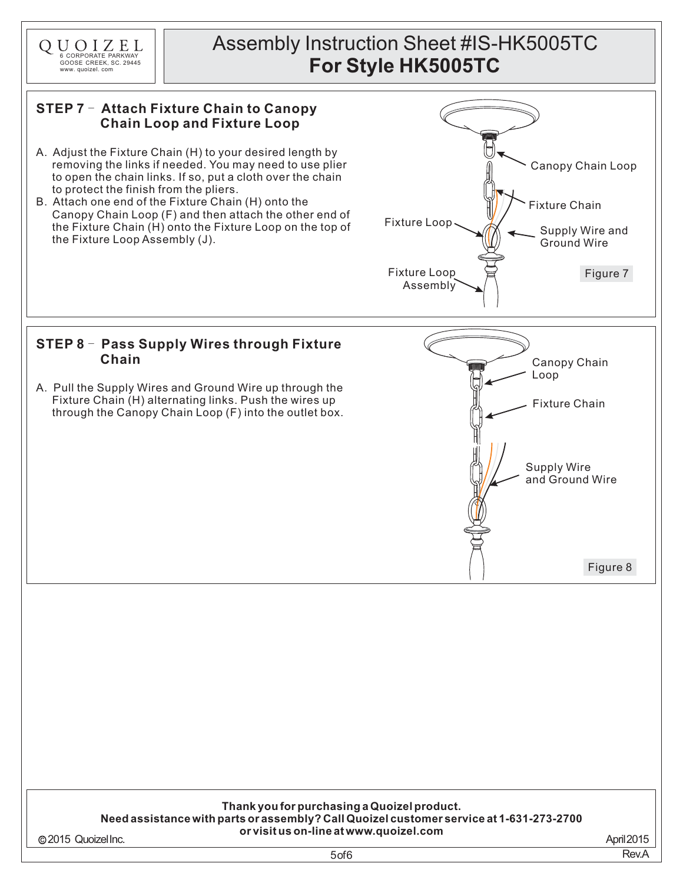QUOIZEL
6 CORPORATE PARKWAY
GOOSE CREEK, SC. 29445
www. quoizel. com

# Assembly Instruction Sheet #IS-HK5005TC
# For Style HK5005TC

## STEP 7 – Attach Fixture Chain to Canopy Chain Loop and Fixture Loop

A. Adjust the Fixture Chain (H) to your desired length by removing the links if needed. You may need to use plier to open the chain links. If so, put a cloth over the chain to protect the finish from the pliers.
B. Attach one end of the Fixture Chain (H) onto the Canopy Chain Loop (F) and then attach the other end of the Fixture Chain (H) onto the Fixture Loop on the top of the Fixture Loop Assembly (J).

Canopy Chain Loop
Fixture Chain
Fixture Loop
Supply Wire and Ground Wire
Fixture Loop Assembly

Figure 7

## STEP 8 – Pass Supply Wires through Fixture Chain

A. Pull the Supply Wires and Ground Wire up through the Fixture Chain (H) alternating links. Push the wires up through the Canopy Chain Loop (F) into the outlet box.

Canopy Chain Loop
Fixture Chain
Supply Wire and Ground Wire

Figure 8

**Thank you for purchasing a Quoizel product.**
**Need assistance with parts or assembly? Call Quoizel customer service at 1-631-273-2700 or visit us on-line at www.quoizel.com**

©2015 Quoizel Inc.
April 2015
Rev.A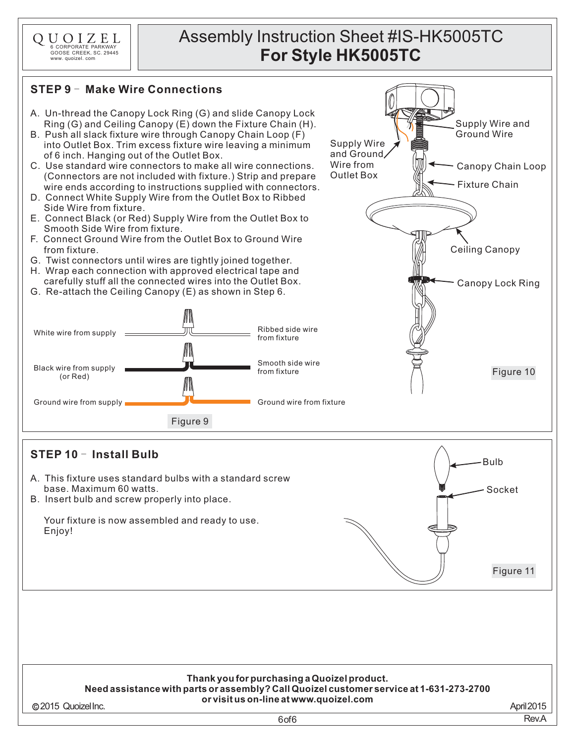# Assembly Instruction Sheet #IS-HK5005TC
## For Style HK5005TC

QUOIZEL
6 CORPORATE PARKWAY
GOOSE CREEK, SC. 29445
www. quoizel. com

### STEP 9 – Make Wire Connections

A. Un-thread the Canopy Lock Ring (G) and slide Canopy Lock Ring (G) and Ceiling Canopy (E) down the Fixture Chain (H).
B. Push all slack fixture wire through Canopy Chain Loop (F) into Outlet Box. Trim excess fixture wire leaving a minimum of 6 inch. Hanging out of the Outlet Box.
C. Use standard wire connectors to make all wire connections. (Connectors are not included with fixture.) Strip and prepare wire ends according to instructions supplied with connectors.
D. Connect White Supply Wire from the Outlet Box to Ribbed Side Wire from fixture.
E. Connect Black (or Red) Supply Wire from the Outlet Box to Smooth Side Wire from fixture.
F. Connect Ground Wire from the Outlet Box to Ground Wire from fixture.
G. Twist connectors until wires are tightly joined together.
H. Wrap each connection with approved electrical tape and carefully stuff all the connected wires into the Outlet Box.
G. Re-attach the Ceiling Canopy (E) as shown in Step 6.

White wire from supply
Ribbed side wire from fixture
Black wire from supply (or Red)
Smooth side wire from fixture
Ground wire from supply
Ground wire from fixture

Figure 9

Supply Wire and Ground Wire
Supply Wire and Ground Wire from Outlet Box
Canopy Chain Loop
Fixture Chain
Ceiling Canopy
Canopy Lock Ring

Figure 10

### STEP 10 – Install Bulb

A. This fixture uses standard bulbs with a standard screw base. Maximum 60 watts.
B. Insert bulb and screw properly into place.

Your fixture is now assembled and ready to use.
Enjoy!

Bulb
Socket

Figure 11

**Thank you for purchasing a Quoizel product.**
**Need assistance with parts or assembly? Call Quoizel customer service at 1-631-273-2700 or visit us on-line at www.quoizel.com**

©2015 Quoizel Inc.
April 2015
Rev.A